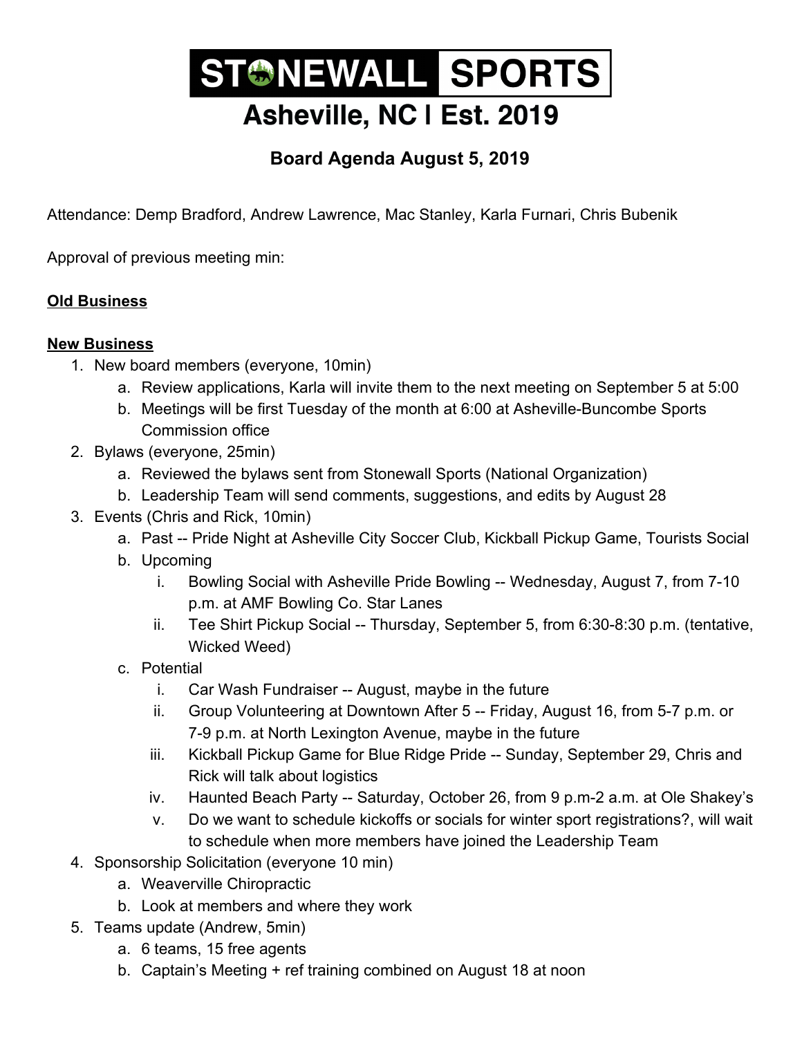# STONEWALL SPORTS

# Asheville, NC | Est. 2019

## Board Agenda August 5, 2019

Attendance: Demp Bradford, Andrew Lawrence, Mac Stanley, Karla Furnari, Chris Bubenik

Approval of previous meeting min:

**Old Business**

**New Business**

1. New board members (everyone, 10min)
   a. Review applications, Karla will invite them to the next meeting on September 5 at 5:00
   b. Meetings will be first Tuesday of the month at 6:00 at Asheville-Buncombe Sports Commission office
2. Bylaws (everyone, 25min)
   a. Reviewed the bylaws sent from Stonewall Sports (National Organization)
   b. Leadership Team will send comments, suggestions, and edits by August 28
3. Events (Chris and Rick, 10min)
   a. Past -- Pride Night at Asheville City Soccer Club, Kickball Pickup Game, Tourists Social
   b. Upcoming
      i. Bowling Social with Asheville Pride Bowling -- Wednesday, August 7, from 7-10 p.m. at AMF Bowling Co. Star Lanes
      ii. Tee Shirt Pickup Social -- Thursday, September 5, from 6:30-8:30 p.m. (tentative, Wicked Weed)
   c. Potential
      i. Car Wash Fundraiser -- August, maybe in the future
      ii. Group Volunteering at Downtown After 5 -- Friday, August 16, from 5-7 p.m. or 7-9 p.m. at North Lexington Avenue, maybe in the future
      iii. Kickball Pickup Game for Blue Ridge Pride -- Sunday, September 29, Chris and Rick will talk about logistics
      iv. Haunted Beach Party -- Saturday, October 26, from 9 p.m-2 a.m. at Ole Shakey's
      v. Do we want to schedule kickoffs or socials for winter sport registrations?, will wait to schedule when more members have joined the Leadership Team
4. Sponsorship Solicitation (everyone 10 min)
   a. Weaverville Chiropractic
   b. Look at members and where they work
5. Teams update (Andrew, 5min)
   a. 6 teams, 15 free agents
   b. Captain's Meeting + ref training combined on August 18 at noon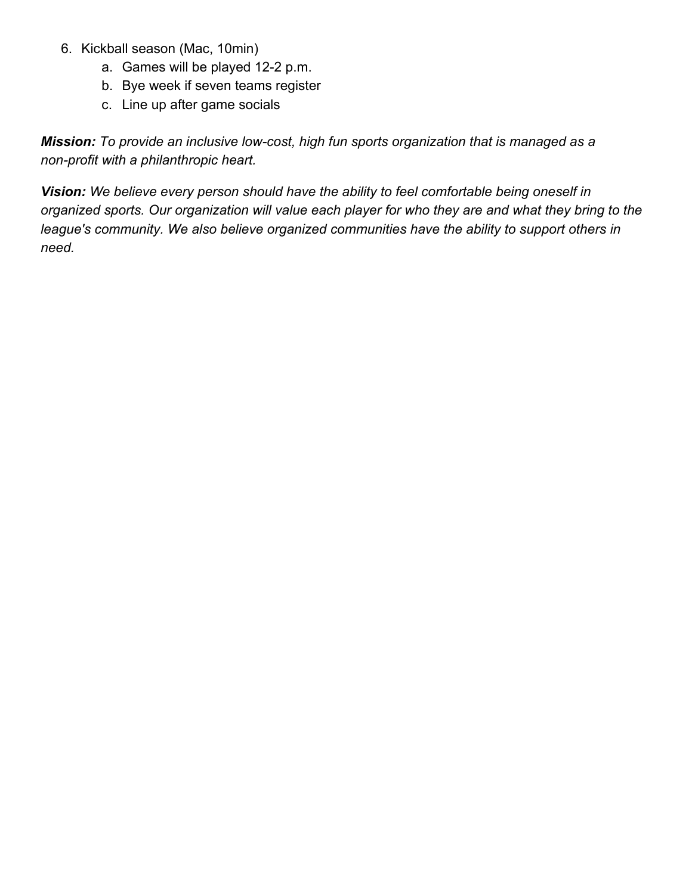6. Kickball season (Mac, 10min)
    a. Games will be played 12-2 p.m.
    b. Bye week if seven teams register
    c. Line up after game socials

***Mission:*** *To provide an inclusive low-cost, high fun sports organization that is managed as a non-profit with a philanthropic heart.*

***Vision:*** *We believe every person should have the ability to feel comfortable being oneself in organized sports. Our organization will value each player for who they are and what they bring to the league's community. We also believe organized communities have the ability to support others in need.*